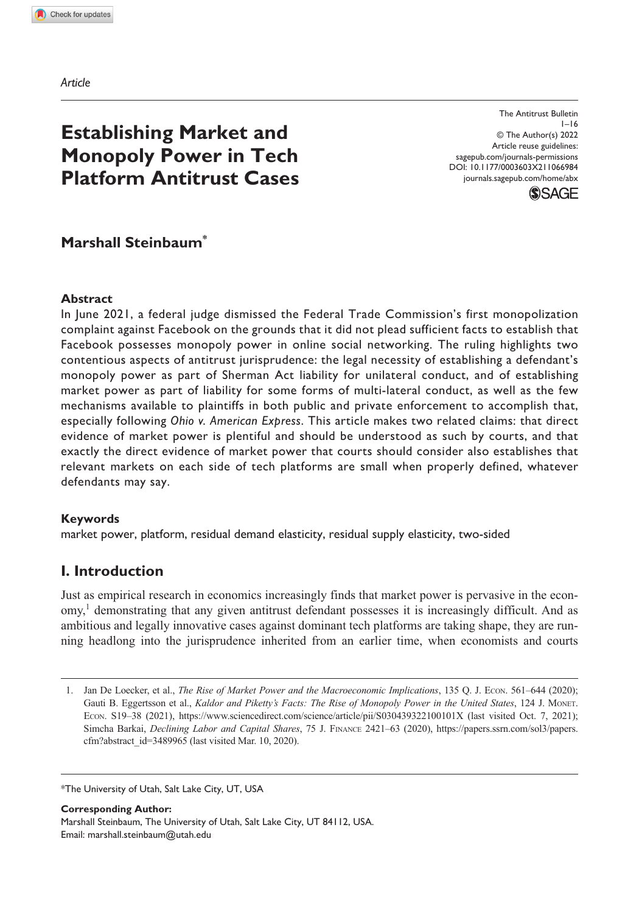*Article*

# Establishing Market and Monopoly Power in Tech Platform Antitrust Cases

The Antitrust Bulletin
1–16
© The Author(s) 2022
Article reuse guidelines:
sagepub.com/journals-permissions
DOI: 10.1177/0003603X211066984
journals.sagepub.com/home/abx

**Marshall Steinbaum***

### Abstract

In June 2021, a federal judge dismissed the Federal Trade Commission's first monopolization complaint against Facebook on the grounds that it did not plead sufficient facts to establish that Facebook possesses monopoly power in online social networking. The ruling highlights two contentious aspects of antitrust jurisprudence: the legal necessity of establishing a defendant's monopoly power as part of Sherman Act liability for unilateral conduct, and of establishing market power as part of liability for some forms of multi-lateral conduct, as well as the few mechanisms available to plaintiffs in both public and private enforcement to accomplish that, especially following *Ohio v. American Express*. This article makes two related claims: that direct evidence of market power is plentiful and should be understood as such by courts, and that exactly the direct evidence of market power that courts should consider also establishes that relevant markets on each side of tech platforms are small when properly defined, whatever defendants may say.

### Keywords

market power, platform, residual demand elasticity, residual supply elasticity, two-sided

## I. Introduction

Just as empirical research in economics increasingly finds that market power is pervasive in the economy,[1] demonstrating that any given antitrust defendant possesses it is increasingly difficult. And as ambitious and legally innovative cases against dominant tech platforms are taking shape, they are running headlong into the jurisprudence inherited from an earlier time, when economists and courts

1. Jan De Loecker, et al., *The Rise of Market Power and the Macroeconomic Implications*, 135 Q. J. Econ. 561–644 (2020); Gauti B. Eggertsson et al., *Kaldor and Piketty's Facts: The Rise of Monopoly Power in the United States*, 124 J. Monet. Econ. S19–38 (2021), https://www.sciencedirect.com/science/article/pii/S030439322100101X (last visited Oct. 7, 2021); Simcha Barkai, *Declining Labor and Capital Shares*, 75 J. Finance 2421–63 (2020), https://papers.ssrn.com/sol3/papers.cfm?abstract_id=3489965 (last visited Mar. 10, 2020).

*The University of Utah, Salt Lake City, UT, USA

**Corresponding Author:**
Marshall Steinbaum, The University of Utah, Salt Lake City, UT 84112, USA.
Email: marshall.steinbaum@utah.edu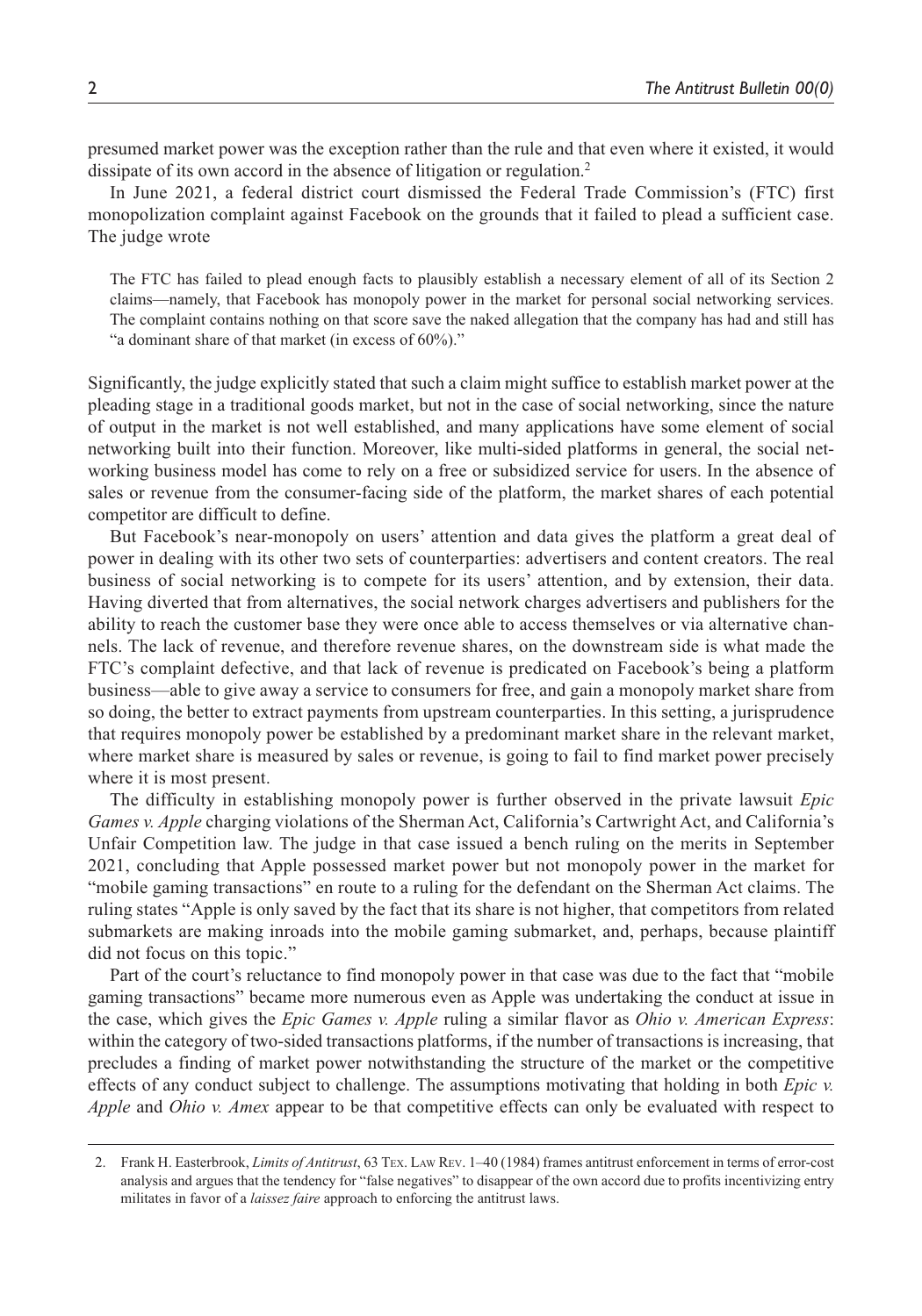presumed market power was the exception rather than the rule and that even where it existed, it would dissipate of its own accord in the absence of litigation or regulation.[2]

In June 2021, a federal district court dismissed the Federal Trade Commission's (FTC) first monopolization complaint against Facebook on the grounds that it failed to plead a sufficient case. The judge wrote

> The FTC has failed to plead enough facts to plausibly establish a necessary element of all of its Section 2 claims—namely, that Facebook has monopoly power in the market for personal social networking services. The complaint contains nothing on that score save the naked allegation that the company has had and still has "a dominant share of that market (in excess of 60%)."

Significantly, the judge explicitly stated that such a claim might suffice to establish market power at the pleading stage in a traditional goods market, but not in the case of social networking, since the nature of output in the market is not well established, and many applications have some element of social networking built into their function. Moreover, like multi-sided platforms in general, the social networking business model has come to rely on a free or subsidized service for users. In the absence of sales or revenue from the consumer-facing side of the platform, the market shares of each potential competitor are difficult to define.

But Facebook's near-monopoly on users' attention and data gives the platform a great deal of power in dealing with its other two sets of counterparties: advertisers and content creators. The real business of social networking is to compete for its users' attention, and by extension, their data. Having diverted that from alternatives, the social network charges advertisers and publishers for the ability to reach the customer base they were once able to access themselves or via alternative channels. The lack of revenue, and therefore revenue shares, on the downstream side is what made the FTC's complaint defective, and that lack of revenue is predicated on Facebook's being a platform business—able to give away a service to consumers for free, and gain a monopoly market share from so doing, the better to extract payments from upstream counterparties. In this setting, a jurisprudence that requires monopoly power be established by a predominant market share in the relevant market, where market share is measured by sales or revenue, is going to fail to find market power precisely where it is most present.

The difficulty in establishing monopoly power is further observed in the private lawsuit *Epic Games v. Apple* charging violations of the Sherman Act, California's Cartwright Act, and California's Unfair Competition law. The judge in that case issued a bench ruling on the merits in September 2021, concluding that Apple possessed market power but not monopoly power in the market for "mobile gaming transactions" en route to a ruling for the defendant on the Sherman Act claims. The ruling states "Apple is only saved by the fact that its share is not higher, that competitors from related submarkets are making inroads into the mobile gaming submarket, and, perhaps, because plaintiff did not focus on this topic."

Part of the court's reluctance to find monopoly power in that case was due to the fact that "mobile gaming transactions" became more numerous even as Apple was undertaking the conduct at issue in the case, which gives the *Epic Games v. Apple* ruling a similar flavor as *Ohio v. American Express*: within the category of two-sided transactions platforms, if the number of transactions is increasing, that precludes a finding of market power notwithstanding the structure of the market or the competitive effects of any conduct subject to challenge. The assumptions motivating that holding in both *Epic v. Apple* and *Ohio v. Amex* appear to be that competitive effects can only be evaluated with respect to

---

2. Frank H. Easterbrook, *Limits of Antitrust*, 63 Tex. Law Rev. 1–40 (1984) frames antitrust enforcement in terms of error-cost analysis and argues that the tendency for "false negatives" to disappear of the own accord due to profits incentivizing entry militates in favor of a *laissez faire* approach to enforcing the antitrust laws.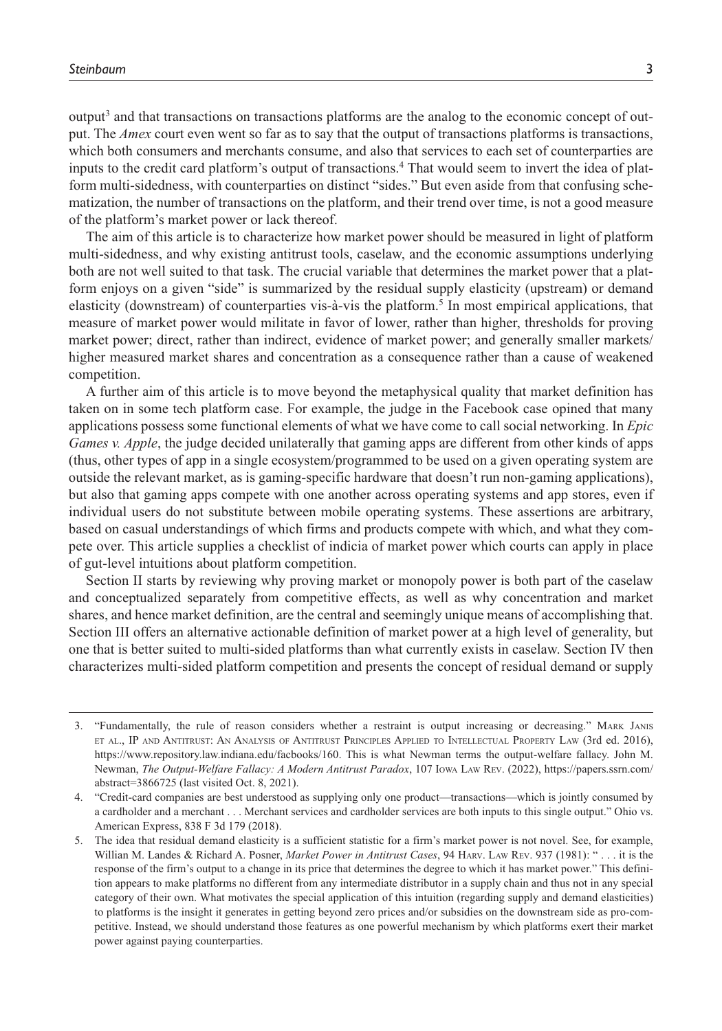output[3] and that transactions on transactions platforms are the analog to the economic concept of output. The *Amex* court even went so far as to say that the output of transactions platforms is transactions, which both consumers and merchants consume, and also that services to each set of counterparties are inputs to the credit card platform's output of transactions.[4] That would seem to invert the idea of platform multi-sidedness, with counterparties on distinct "sides." But even aside from that confusing schematization, the number of transactions on the platform, and their trend over time, is not a good measure of the platform's market power or lack thereof.

The aim of this article is to characterize how market power should be measured in light of platform multi-sidedness, and why existing antitrust tools, caselaw, and the economic assumptions underlying both are not well suited to that task. The crucial variable that determines the market power that a platform enjoys on a given "side" is summarized by the residual supply elasticity (upstream) or demand elasticity (downstream) of counterparties vis-à-vis the platform.[5] In most empirical applications, that measure of market power would militate in favor of lower, rather than higher, thresholds for proving market power; direct, rather than indirect, evidence of market power; and generally smaller markets/higher measured market shares and concentration as a consequence rather than a cause of weakened competition.

A further aim of this article is to move beyond the metaphysical quality that market definition has taken on in some tech platform case. For example, the judge in the Facebook case opined that many applications possess some functional elements of what we have come to call social networking. In *Epic Games v. Apple*, the judge decided unilaterally that gaming apps are different from other kinds of apps (thus, other types of app in a single ecosystem/programmed to be used on a given operating system are outside the relevant market, as is gaming-specific hardware that doesn't run non-gaming applications), but also that gaming apps compete with one another across operating systems and app stores, even if individual users do not substitute between mobile operating systems. These assertions are arbitrary, based on casual understandings of which firms and products compete with which, and what they compete over. This article supplies a checklist of indicia of market power which courts can apply in place of gut-level intuitions about platform competition.

Section II starts by reviewing why proving market or monopoly power is both part of the caselaw and conceptualized separately from competitive effects, as well as why concentration and market shares, and hence market definition, are the central and seemingly unique means of accomplishing that. Section III offers an alternative actionable definition of market power at a high level of generality, but one that is better suited to multi-sided platforms than what currently exists in caselaw. Section IV then characterizes multi-sided platform competition and presents the concept of residual demand or supply

3. "Fundamentally, the rule of reason considers whether a restraint is output increasing or decreasing." Mark Janis et al., IP and Antitrust: An Analysis of Antitrust Principles Applied to Intellectual Property Law (3rd ed. 2016), https://www.repository.law.indiana.edu/facbooks/160. This is what Newman terms the output-welfare fallacy. John M. Newman, *The Output-Welfare Fallacy: A Modern Antitrust Paradox*, 107 Iowa Law Rev. (2022), https://papers.ssrn.com/abstract=3866725 (last visited Oct. 8, 2021).

4. "Credit-card companies are best understood as supplying only one product—transactions—which is jointly consumed by a cardholder and a merchant . . . Merchant services and cardholder services are both inputs to this single output." Ohio vs. American Express, 838 F 3d 179 (2018).

5. The idea that residual demand elasticity is a sufficient statistic for a firm's market power is not novel. See, for example, Willian M. Landes & Richard A. Posner, *Market Power in Antitrust Cases*, 94 Harv. Law Rev. 937 (1981): " . . . it is the response of the firm's output to a change in its price that determines the degree to which it has market power." This definition appears to make platforms no different from any intermediate distributor in a supply chain and thus not in any special category of their own. What motivates the special application of this intuition (regarding supply and demand elasticities) to platforms is the insight it generates in getting beyond zero prices and/or subsidies on the downstream side as pro-competitive. Instead, we should understand those features as one powerful mechanism by which platforms exert their market power against paying counterparties.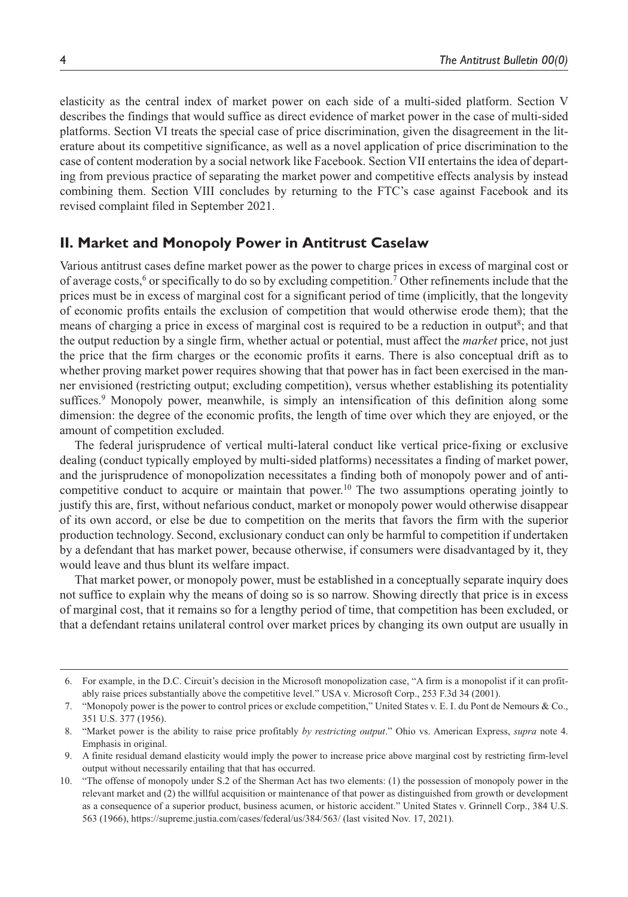elasticity as the central index of market power on each side of a multi-sided platform. Section V describes the findings that would suffice as direct evidence of market power in the case of multi-sided platforms. Section VI treats the special case of price discrimination, given the disagreement in the literature about its competitive significance, as well as a novel application of price discrimination to the case of content moderation by a social network like Facebook. Section VII entertains the idea of departing from previous practice of separating the market power and competitive effects analysis by instead combining them. Section VIII concludes by returning to the FTC's case against Facebook and its revised complaint filed in September 2021.

## II. Market and Monopoly Power in Antitrust Caselaw

Various antitrust cases define market power as the power to charge prices in excess of marginal cost or of average costs,[6] or specifically to do so by excluding competition.[7] Other refinements include that the prices must be in excess of marginal cost for a significant period of time (implicitly, that the longevity of economic profits entails the exclusion of competition that would otherwise erode them); that the means of charging a price in excess of marginal cost is required to be a reduction in output[8]; and that the output reduction by a single firm, whether actual or potential, must affect the *market* price, not just the price that the firm charges or the economic profits it earns. There is also conceptual drift as to whether proving market power requires showing that that power has in fact been exercised in the manner envisioned (restricting output; excluding competition), versus whether establishing its potentiality suffices.[9] Monopoly power, meanwhile, is simply an intensification of this definition along some dimension: the degree of the economic profits, the length of time over which they are enjoyed, or the amount of competition excluded.

The federal jurisprudence of vertical multi-lateral conduct like vertical price-fixing or exclusive dealing (conduct typically employed by multi-sided platforms) necessitates a finding of market power, and the jurisprudence of monopolization necessitates a finding both of monopoly power and of anti-competitive conduct to acquire or maintain that power.[10] The two assumptions operating jointly to justify this are, first, without nefarious conduct, market or monopoly power would otherwise disappear of its own accord, or else be due to competition on the merits that favors the firm with the superior production technology. Second, exclusionary conduct can only be harmful to competition if undertaken by a defendant that has market power, because otherwise, if consumers were disadvantaged by it, they would leave and thus blunt its welfare impact.

That market power, or monopoly power, must be established in a conceptually separate inquiry does not suffice to explain why the means of doing so is so narrow. Showing directly that price is in excess of marginal cost, that it remains so for a lengthy period of time, that competition has been excluded, or that a defendant retains unilateral control over market prices by changing its own output are usually in

---

6. For example, in the D.C. Circuit's decision in the Microsoft monopolization case, "A firm is a monopolist if it can profitably raise prices substantially above the competitive level." USA v. Microsoft Corp., 253 F.3d 34 (2001).

7. "Monopoly power is the power to control prices or exclude competition," United States v. E. I. du Pont de Nemours & Co., 351 U.S. 377 (1956).

8. "Market power is the ability to raise price profitably *by restricting output*." Ohio vs. American Express, *supra* note 4. Emphasis in original.

9. A finite residual demand elasticity would imply the power to increase price above marginal cost by restricting firm-level output without necessarily entailing that that has occurred.

10. "The offense of monopoly under S.2 of the Sherman Act has two elements: (1) the possession of monopoly power in the relevant market and (2) the willful acquisition or maintenance of that power as distinguished from growth or development as a consequence of a superior product, business acumen, or historic accident." United States v. Grinnell Corp., 384 U.S. 563 (1966), https://supreme.justia.com/cases/federal/us/384/563/ (last visited Nov. 17, 2021).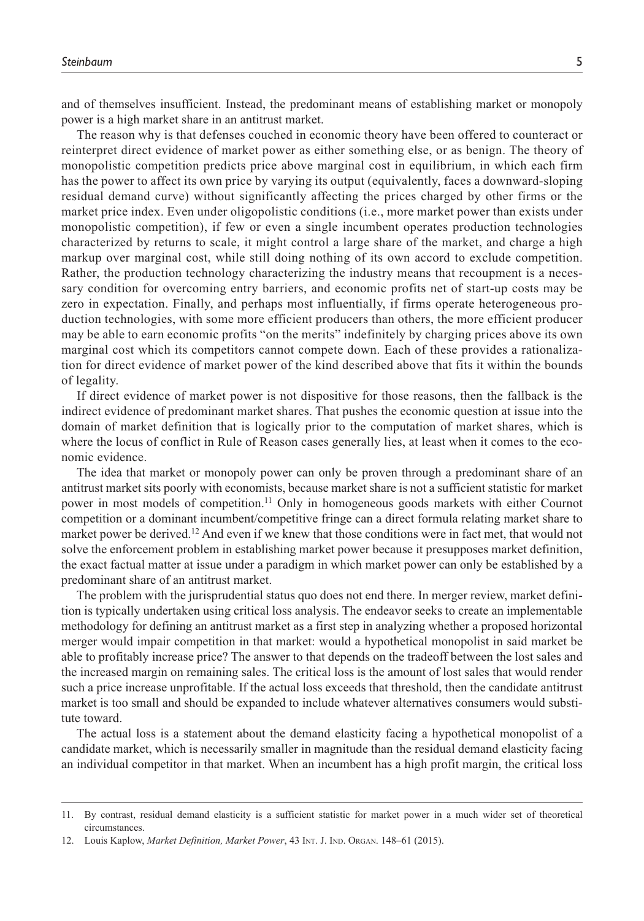and of themselves insufficient. Instead, the predominant means of establishing market or monopoly power is a high market share in an antitrust market.

The reason why is that defenses couched in economic theory have been offered to counteract or reinterpret direct evidence of market power as either something else, or as benign. The theory of monopolistic competition predicts price above marginal cost in equilibrium, in which each firm has the power to affect its own price by varying its output (equivalently, faces a downward-sloping residual demand curve) without significantly affecting the prices charged by other firms or the market price index. Even under oligopolistic conditions (i.e., more market power than exists under monopolistic competition), if few or even a single incumbent operates production technologies characterized by returns to scale, it might control a large share of the market, and charge a high markup over marginal cost, while still doing nothing of its own accord to exclude competition. Rather, the production technology characterizing the industry means that recoupment is a necessary condition for overcoming entry barriers, and economic profits net of start-up costs may be zero in expectation. Finally, and perhaps most influentially, if firms operate heterogeneous production technologies, with some more efficient producers than others, the more efficient producer may be able to earn economic profits "on the merits" indefinitely by charging prices above its own marginal cost which its competitors cannot compete down. Each of these provides a rationalization for direct evidence of market power of the kind described above that fits it within the bounds of legality.

If direct evidence of market power is not dispositive for those reasons, then the fallback is the indirect evidence of predominant market shares. That pushes the economic question at issue into the domain of market definition that is logically prior to the computation of market shares, which is where the locus of conflict in Rule of Reason cases generally lies, at least when it comes to the economic evidence.

The idea that market or monopoly power can only be proven through a predominant share of an antitrust market sits poorly with economists, because market share is not a sufficient statistic for market power in most models of competition.[11] Only in homogeneous goods markets with either Cournot competition or a dominant incumbent/competitive fringe can a direct formula relating market share to market power be derived.[12] And even if we knew that those conditions were in fact met, that would not solve the enforcement problem in establishing market power because it presupposes market definition, the exact factual matter at issue under a paradigm in which market power can only be established by a predominant share of an antitrust market.

The problem with the jurisprudential status quo does not end there. In merger review, market definition is typically undertaken using critical loss analysis. The endeavor seeks to create an implementable methodology for defining an antitrust market as a first step in analyzing whether a proposed horizontal merger would impair competition in that market: would a hypothetical monopolist in said market be able to profitably increase price? The answer to that depends on the tradeoff between the lost sales and the increased margin on remaining sales. The critical loss is the amount of lost sales that would render such a price increase unprofitable. If the actual loss exceeds that threshold, then the candidate antitrust market is too small and should be expanded to include whatever alternatives consumers would substitute toward.

The actual loss is a statement about the demand elasticity facing a hypothetical monopolist of a candidate market, which is necessarily smaller in magnitude than the residual demand elasticity facing an individual competitor in that market. When an incumbent has a high profit margin, the critical loss

---

11. By contrast, residual demand elasticity is a sufficient statistic for market power in a much wider set of theoretical circumstances.

12. Louis Kaplow, *Market Definition, Market Power*, 43 Int. J. Ind. Organ. 148–61 (2015).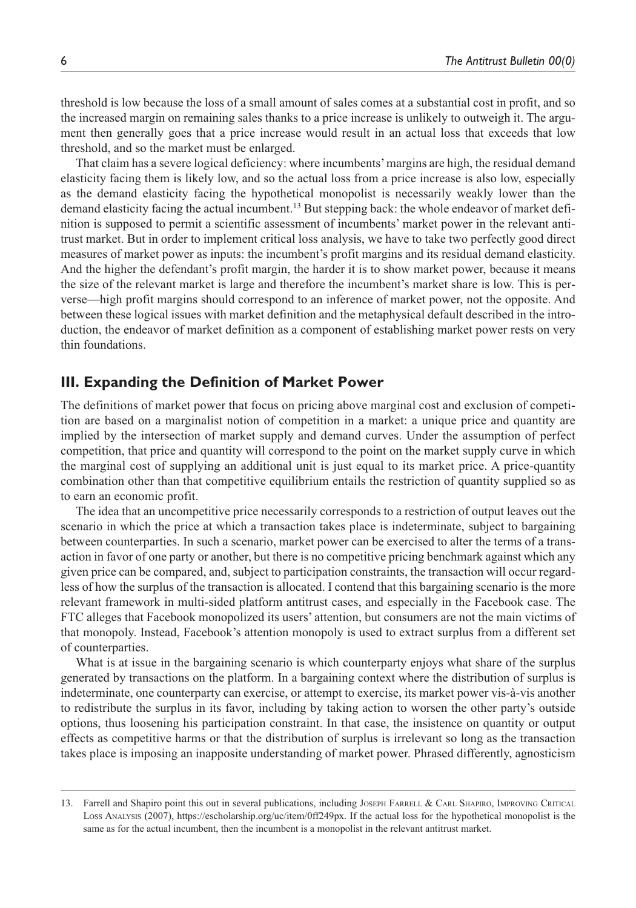threshold is low because the loss of a small amount of sales comes at a substantial cost in profit, and so the increased margin on remaining sales thanks to a price increase is unlikely to outweigh it. The argument then generally goes that a price increase would result in an actual loss that exceeds that low threshold, and so the market must be enlarged.

That claim has a severe logical deficiency: where incumbents' margins are high, the residual demand elasticity facing them is likely low, and so the actual loss from a price increase is also low, especially as the demand elasticity facing the hypothetical monopolist is necessarily weakly lower than the demand elasticity facing the actual incumbent.[13] But stepping back: the whole endeavor of market definition is supposed to permit a scientific assessment of incumbents' market power in the relevant antitrust market. But in order to implement critical loss analysis, we have to take two perfectly good direct measures of market power as inputs: the incumbent's profit margins and its residual demand elasticity. And the higher the defendant's profit margin, the harder it is to show market power, because it means the size of the relevant market is large and therefore the incumbent's market share is low. This is perverse—high profit margins should correspond to an inference of market power, not the opposite. And between these logical issues with market definition and the metaphysical default described in the introduction, the endeavor of market definition as a component of establishing market power rests on very thin foundations.

## III. Expanding the Definition of Market Power

The definitions of market power that focus on pricing above marginal cost and exclusion of competition are based on a marginalist notion of competition in a market: a unique price and quantity are implied by the intersection of market supply and demand curves. Under the assumption of perfect competition, that price and quantity will correspond to the point on the market supply curve in which the marginal cost of supplying an additional unit is just equal to its market price. A price-quantity combination other than that competitive equilibrium entails the restriction of quantity supplied so as to earn an economic profit.

The idea that an uncompetitive price necessarily corresponds to a restriction of output leaves out the scenario in which the price at which a transaction takes place is indeterminate, subject to bargaining between counterparties. In such a scenario, market power can be exercised to alter the terms of a transaction in favor of one party or another, but there is no competitive pricing benchmark against which any given price can be compared, and, subject to participation constraints, the transaction will occur regardless of how the surplus of the transaction is allocated. I contend that this bargaining scenario is the more relevant framework in multi-sided platform antitrust cases, and especially in the Facebook case. The FTC alleges that Facebook monopolized its users' attention, but consumers are not the main victims of that monopoly. Instead, Facebook's attention monopoly is used to extract surplus from a different set of counterparties.

What is at issue in the bargaining scenario is which counterparty enjoys what share of the surplus generated by transactions on the platform. In a bargaining context where the distribution of surplus is indeterminate, one counterparty can exercise, or attempt to exercise, its market power vis-à-vis another to redistribute the surplus in its favor, including by taking action to worsen the other party's outside options, thus loosening his participation constraint. In that case, the insistence on quantity or output effects as competitive harms or that the distribution of surplus is irrelevant so long as the transaction takes place is imposing an inapposite understanding of market power. Phrased differently, agnosticism

13. Farrell and Shapiro point this out in several publications, including Joseph Farrell & Carl Shapiro, Improving Critical Loss Analysis (2007), https://escholarship.org/uc/item/0ff249px. If the actual loss for the hypothetical monopolist is the same as for the actual incumbent, then the incumbent is a monopolist in the relevant antitrust market.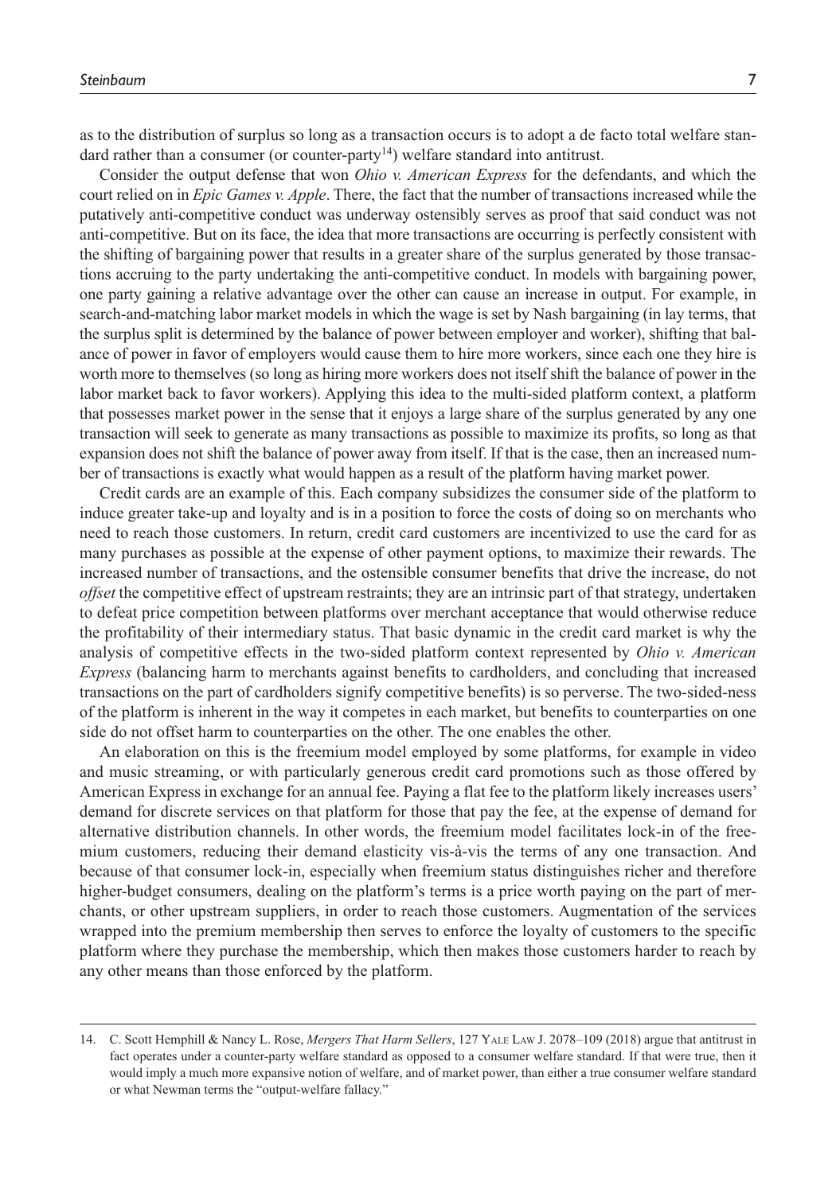as to the distribution of surplus so long as a transaction occurs is to adopt a de facto total welfare standard rather than a consumer (or counter-party[14]) welfare standard into antitrust.

Consider the output defense that won *Ohio v. American Express* for the defendants, and which the court relied on in *Epic Games v. Apple*. There, the fact that the number of transactions increased while the putatively anti-competitive conduct was underway ostensibly serves as proof that said conduct was not anti-competitive. But on its face, the idea that more transactions are occurring is perfectly consistent with the shifting of bargaining power that results in a greater share of the surplus generated by those transactions accruing to the party undertaking the anti-competitive conduct. In models with bargaining power, one party gaining a relative advantage over the other can cause an increase in output. For example, in search-and-matching labor market models in which the wage is set by Nash bargaining (in lay terms, that the surplus split is determined by the balance of power between employer and worker), shifting that balance of power in favor of employers would cause them to hire more workers, since each one they hire is worth more to themselves (so long as hiring more workers does not itself shift the balance of power in the labor market back to favor workers). Applying this idea to the multi-sided platform context, a platform that possesses market power in the sense that it enjoys a large share of the surplus generated by any one transaction will seek to generate as many transactions as possible to maximize its profits, so long as that expansion does not shift the balance of power away from itself. If that is the case, then an increased number of transactions is exactly what would happen as a result of the platform having market power.

Credit cards are an example of this. Each company subsidizes the consumer side of the platform to induce greater take-up and loyalty and is in a position to force the costs of doing so on merchants who need to reach those customers. In return, credit card customers are incentivized to use the card for as many purchases as possible at the expense of other payment options, to maximize their rewards. The increased number of transactions, and the ostensible consumer benefits that drive the increase, do not *offset* the competitive effect of upstream restraints; they are an intrinsic part of that strategy, undertaken to defeat price competition between platforms over merchant acceptance that would otherwise reduce the profitability of their intermediary status. That basic dynamic in the credit card market is why the analysis of competitive effects in the two-sided platform context represented by *Ohio v. American Express* (balancing harm to merchants against benefits to cardholders, and concluding that increased transactions on the part of cardholders signify competitive benefits) is so perverse. The two-sided-ness of the platform is inherent in the way it competes in each market, but benefits to counterparties on one side do not offset harm to counterparties on the other. The one enables the other.

An elaboration on this is the freemium model employed by some platforms, for example in video and music streaming, or with particularly generous credit card promotions such as those offered by American Express in exchange for an annual fee. Paying a flat fee to the platform likely increases users' demand for discrete services on that platform for those that pay the fee, at the expense of demand for alternative distribution channels. In other words, the freemium model facilitates lock-in of the freemium customers, reducing their demand elasticity vis-à-vis the terms of any one transaction. And because of that consumer lock-in, especially when freemium status distinguishes richer and therefore higher-budget consumers, dealing on the platform's terms is a price worth paying on the part of merchants, or other upstream suppliers, in order to reach those customers. Augmentation of the services wrapped into the premium membership then serves to enforce the loyalty of customers to the specific platform where they purchase the membership, which then makes those customers harder to reach by any other means than those enforced by the platform.

---

14. C. Scott Hemphill & Nancy L. Rose, *Mergers That Harm Sellers*, 127 Yale Law J. 2078–109 (2018) argue that antitrust in fact operates under a counter-party welfare standard as opposed to a consumer welfare standard. If that were true, then it would imply a much more expansive notion of welfare, and of market power, than either a true consumer welfare standard or what Newman terms the "output-welfare fallacy."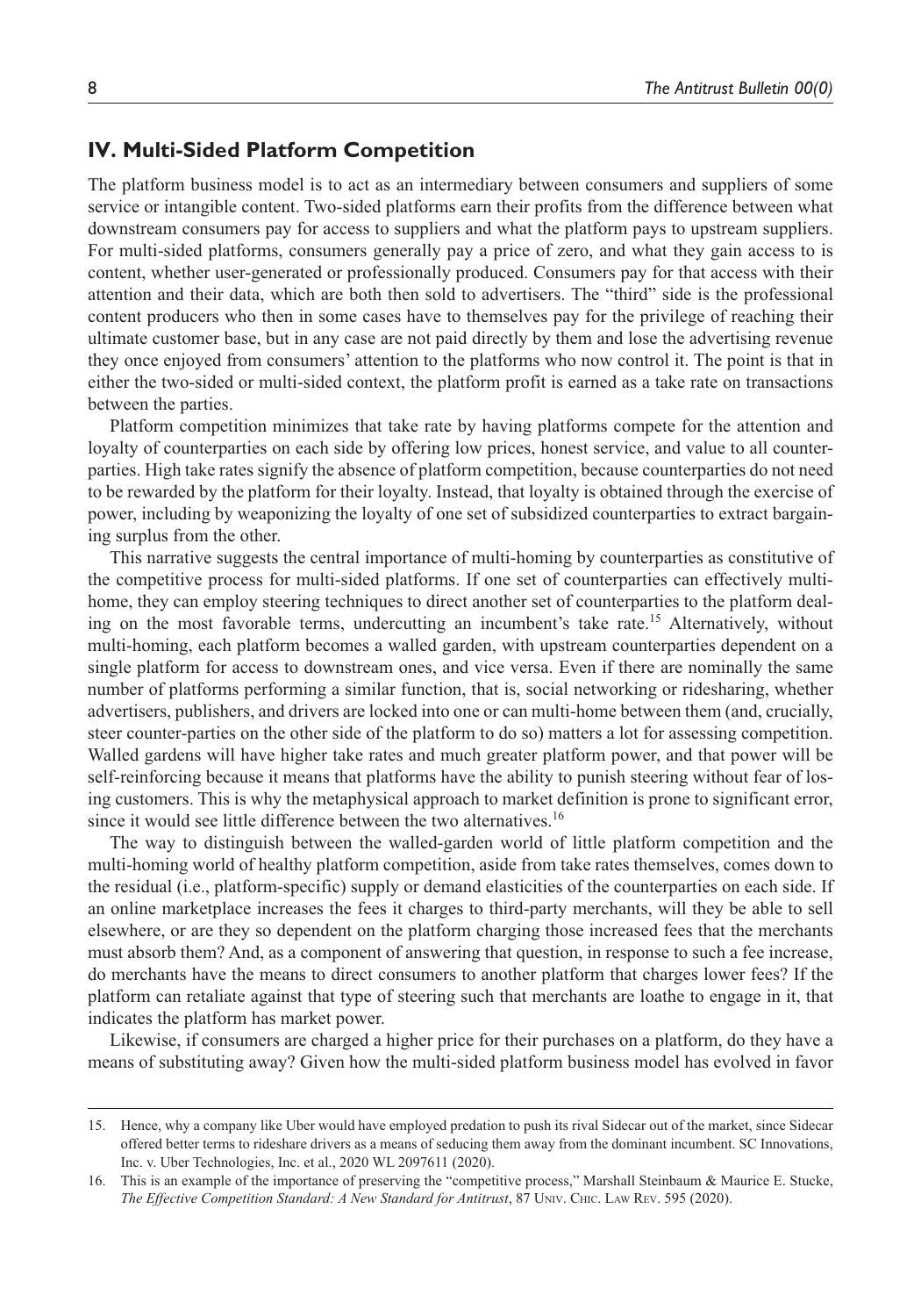## IV. Multi-Sided Platform Competition

The platform business model is to act as an intermediary between consumers and suppliers of some service or intangible content. Two-sided platforms earn their profits from the difference between what downstream consumers pay for access to suppliers and what the platform pays to upstream suppliers. For multi-sided platforms, consumers generally pay a price of zero, and what they gain access to is content, whether user-generated or professionally produced. Consumers pay for that access with their attention and their data, which are both then sold to advertisers. The "third" side is the professional content producers who then in some cases have to themselves pay for the privilege of reaching their ultimate customer base, but in any case are not paid directly by them and lose the advertising revenue they once enjoyed from consumers' attention to the platforms who now control it. The point is that in either the two-sided or multi-sided context, the platform profit is earned as a take rate on transactions between the parties.

Platform competition minimizes that take rate by having platforms compete for the attention and loyalty of counterparties on each side by offering low prices, honest service, and value to all counterparties. High take rates signify the absence of platform competition, because counterparties do not need to be rewarded by the platform for their loyalty. Instead, that loyalty is obtained through the exercise of power, including by weaponizing the loyalty of one set of subsidized counterparties to extract bargaining surplus from the other.

This narrative suggests the central importance of multi-homing by counterparties as constitutive of the competitive process for multi-sided platforms. If one set of counterparties can effectively multi-home, they can employ steering techniques to direct another set of counterparties to the platform dealing on the most favorable terms, undercutting an incumbent's take rate.[15] Alternatively, without multi-homing, each platform becomes a walled garden, with upstream counterparties dependent on a single platform for access to downstream ones, and vice versa. Even if there are nominally the same number of platforms performing a similar function, that is, social networking or ridesharing, whether advertisers, publishers, and drivers are locked into one or can multi-home between them (and, crucially, steer counter-parties on the other side of the platform to do so) matters a lot for assessing competition. Walled gardens will have higher take rates and much greater platform power, and that power will be self-reinforcing because it means that platforms have the ability to punish steering without fear of losing customers. This is why the metaphysical approach to market definition is prone to significant error, since it would see little difference between the two alternatives.[16]

The way to distinguish between the walled-garden world of little platform competition and the multi-homing world of healthy platform competition, aside from take rates themselves, comes down to the residual (i.e., platform-specific) supply or demand elasticities of the counterparties on each side. If an online marketplace increases the fees it charges to third-party merchants, will they be able to sell elsewhere, or are they so dependent on the platform charging those increased fees that the merchants must absorb them? And, as a component of answering that question, in response to such a fee increase, do merchants have the means to direct consumers to another platform that charges lower fees? If the platform can retaliate against that type of steering such that merchants are loathe to engage in it, that indicates the platform has market power.

Likewise, if consumers are charged a higher price for their purchases on a platform, do they have a means of substituting away? Given how the multi-sided platform business model has evolved in favor

15. Hence, why a company like Uber would have employed predation to push its rival Sidecar out of the market, since Sidecar offered better terms to rideshare drivers as a means of seducing them away from the dominant incumbent. SC Innovations, Inc. v. Uber Technologies, Inc. et al., 2020 WL 2097611 (2020).

16. This is an example of the importance of preserving the "competitive process," Marshall Steinbaum & Maurice E. Stucke, *The Effective Competition Standard: A New Standard for Antitrust*, 87 Univ. Chic. Law Rev. 595 (2020).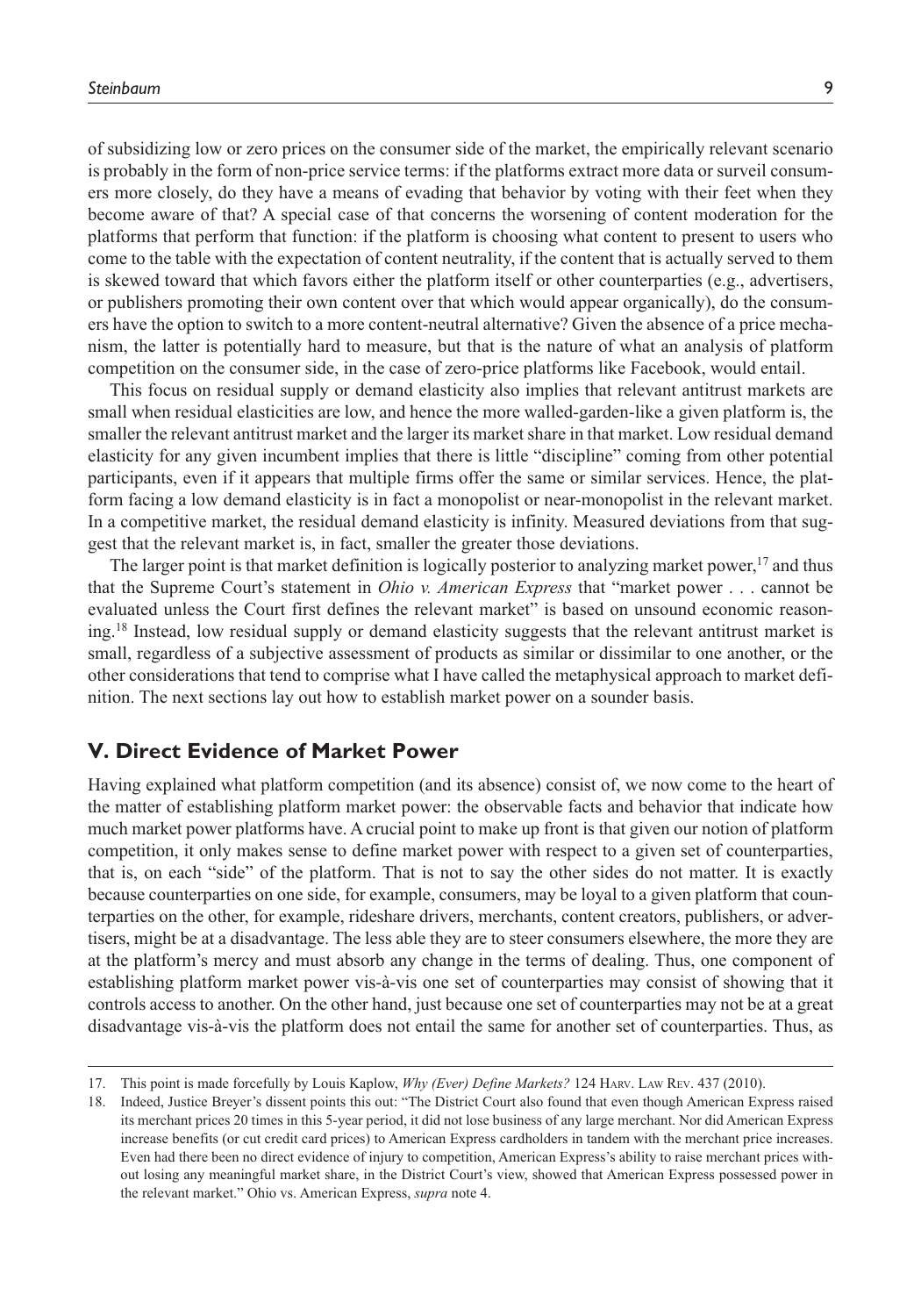of subsidizing low or zero prices on the consumer side of the market, the empirically relevant scenario is probably in the form of non-price service terms: if the platforms extract more data or surveil consumers more closely, do they have a means of evading that behavior by voting with their feet when they become aware of that? A special case of that concerns the worsening of content moderation for the platforms that perform that function: if the platform is choosing what content to present to users who come to the table with the expectation of content neutrality, if the content that is actually served to them is skewed toward that which favors either the platform itself or other counterparties (e.g., advertisers, or publishers promoting their own content over that which would appear organically), do the consumers have the option to switch to a more content-neutral alternative? Given the absence of a price mechanism, the latter is potentially hard to measure, but that is the nature of what an analysis of platform competition on the consumer side, in the case of zero-price platforms like Facebook, would entail.

This focus on residual supply or demand elasticity also implies that relevant antitrust markets are small when residual elasticities are low, and hence the more walled-garden-like a given platform is, the smaller the relevant antitrust market and the larger its market share in that market. Low residual demand elasticity for any given incumbent implies that there is little "discipline" coming from other potential participants, even if it appears that multiple firms offer the same or similar services. Hence, the platform facing a low demand elasticity is in fact a monopolist or near-monopolist in the relevant market. In a competitive market, the residual demand elasticity is infinity. Measured deviations from that suggest that the relevant market is, in fact, smaller the greater those deviations.

The larger point is that market definition is logically posterior to analyzing market power,[17] and thus that the Supreme Court's statement in *Ohio v. American Express* that "market power . . . cannot be evaluated unless the Court first defines the relevant market" is based on unsound economic reasoning.[18] Instead, low residual supply or demand elasticity suggests that the relevant antitrust market is small, regardless of a subjective assessment of products as similar or dissimilar to one another, or the other considerations that tend to comprise what I have called the metaphysical approach to market definition. The next sections lay out how to establish market power on a sounder basis.

## V. Direct Evidence of Market Power

Having explained what platform competition (and its absence) consist of, we now come to the heart of the matter of establishing platform market power: the observable facts and behavior that indicate how much market power platforms have. A crucial point to make up front is that given our notion of platform competition, it only makes sense to define market power with respect to a given set of counterparties, that is, on each "side" of the platform. That is not to say the other sides do not matter. It is exactly because counterparties on one side, for example, consumers, may be loyal to a given platform that counterparties on the other, for example, rideshare drivers, merchants, content creators, publishers, or advertisers, might be at a disadvantage. The less able they are to steer consumers elsewhere, the more they are at the platform's mercy and must absorb any change in the terms of dealing. Thus, one component of establishing platform market power vis-à-vis one set of counterparties may consist of showing that it controls access to another. On the other hand, just because one set of counterparties may not be at a great disadvantage vis-à-vis the platform does not entail the same for another set of counterparties. Thus, as

---

17. This point is made forcefully by Louis Kaplow, *Why (Ever) Define Markets?* 124 Harv. Law Rev. 437 (2010).

18. Indeed, Justice Breyer's dissent points this out: "The District Court also found that even though American Express raised its merchant prices 20 times in this 5-year period, it did not lose business of any large merchant. Nor did American Express increase benefits (or cut credit card prices) to American Express cardholders in tandem with the merchant price increases. Even had there been no direct evidence of injury to competition, American Express's ability to raise merchant prices without losing any meaningful market share, in the District Court's view, showed that American Express possessed power in the relevant market." Ohio vs. American Express, *supra* note 4.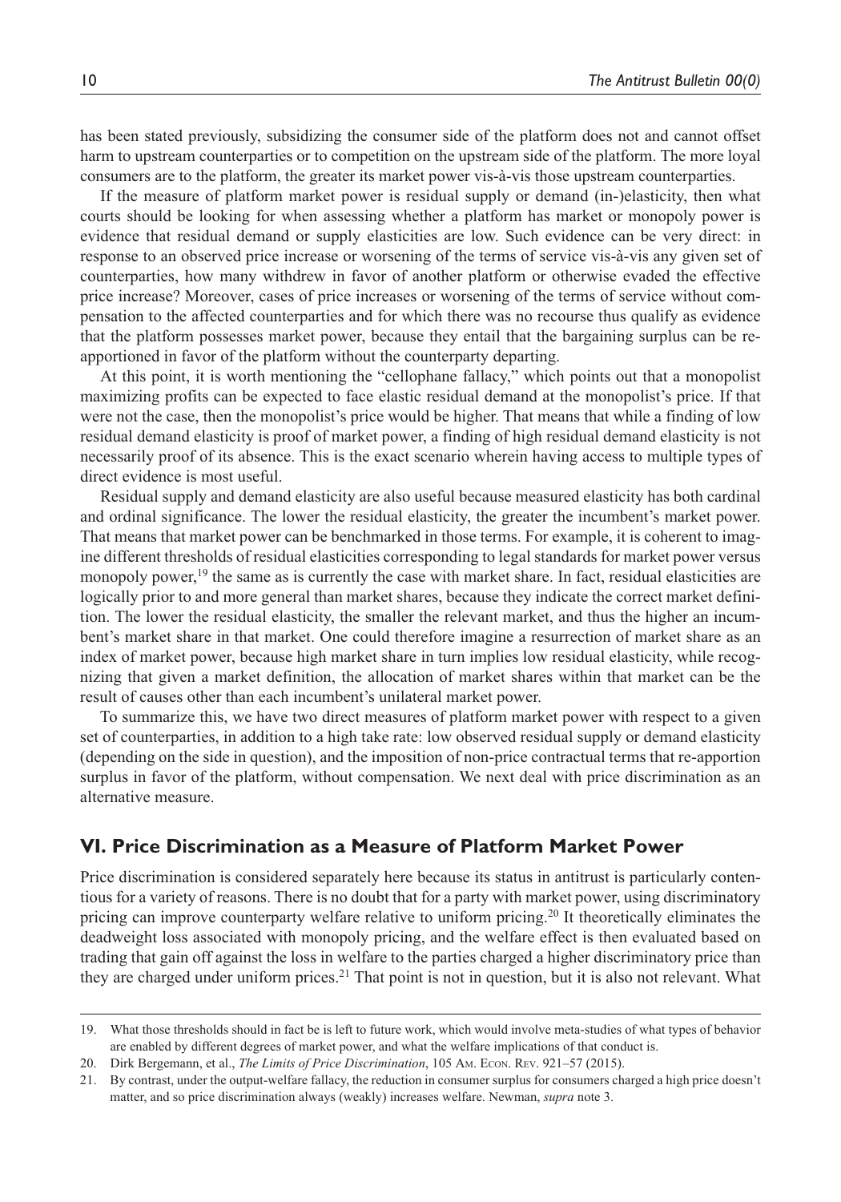has been stated previously, subsidizing the consumer side of the platform does not and cannot offset harm to upstream counterparties or to competition on the upstream side of the platform. The more loyal consumers are to the platform, the greater its market power vis-à-vis those upstream counterparties.

If the measure of platform market power is residual supply or demand (in-)elasticity, then what courts should be looking for when assessing whether a platform has market or monopoly power is evidence that residual demand or supply elasticities are low. Such evidence can be very direct: in response to an observed price increase or worsening of the terms of service vis-à-vis any given set of counterparties, how many withdrew in favor of another platform or otherwise evaded the effective price increase? Moreover, cases of price increases or worsening of the terms of service without compensation to the affected counterparties and for which there was no recourse thus qualify as evidence that the platform possesses market power, because they entail that the bargaining surplus can be re-apportioned in favor of the platform without the counterparty departing.

At this point, it is worth mentioning the "cellophane fallacy," which points out that a monopolist maximizing profits can be expected to face elastic residual demand at the monopolist's price. If that were not the case, then the monopolist's price would be higher. That means that while a finding of low residual demand elasticity is proof of market power, a finding of high residual demand elasticity is not necessarily proof of its absence. This is the exact scenario wherein having access to multiple types of direct evidence is most useful.

Residual supply and demand elasticity are also useful because measured elasticity has both cardinal and ordinal significance. The lower the residual elasticity, the greater the incumbent's market power. That means that market power can be benchmarked in those terms. For example, it is coherent to imagine different thresholds of residual elasticities corresponding to legal standards for market power versus monopoly power,[19] the same as is currently the case with market share. In fact, residual elasticities are logically prior to and more general than market shares, because they indicate the correct market definition. The lower the residual elasticity, the smaller the relevant market, and thus the higher an incumbent's market share in that market. One could therefore imagine a resurrection of market share as an index of market power, because high market share in turn implies low residual elasticity, while recognizing that given a market definition, the allocation of market shares within that market can be the result of causes other than each incumbent's unilateral market power.

To summarize this, we have two direct measures of platform market power with respect to a given set of counterparties, in addition to a high take rate: low observed residual supply or demand elasticity (depending on the side in question), and the imposition of non-price contractual terms that re-apportion surplus in favor of the platform, without compensation. We next deal with price discrimination as an alternative measure.

## VI. Price Discrimination as a Measure of Platform Market Power

Price discrimination is considered separately here because its status in antitrust is particularly contentious for a variety of reasons. There is no doubt that for a party with market power, using discriminatory pricing can improve counterparty welfare relative to uniform pricing.[20] It theoretically eliminates the deadweight loss associated with monopoly pricing, and the welfare effect is then evaluated based on trading that gain off against the loss in welfare to the parties charged a higher discriminatory price than they are charged under uniform prices.[21] That point is not in question, but it is also not relevant. What

---

19. What those thresholds should in fact be is left to future work, which would involve meta-studies of what types of behavior are enabled by different degrees of market power, and what the welfare implications of that conduct is.

20. Dirk Bergemann, et al., *The Limits of Price Discrimination*, 105 Am. Econ. Rev. 921–57 (2015).

21. By contrast, under the output-welfare fallacy, the reduction in consumer surplus for consumers charged a high price doesn't matter, and so price discrimination always (weakly) increases welfare. Newman, *supra* note 3.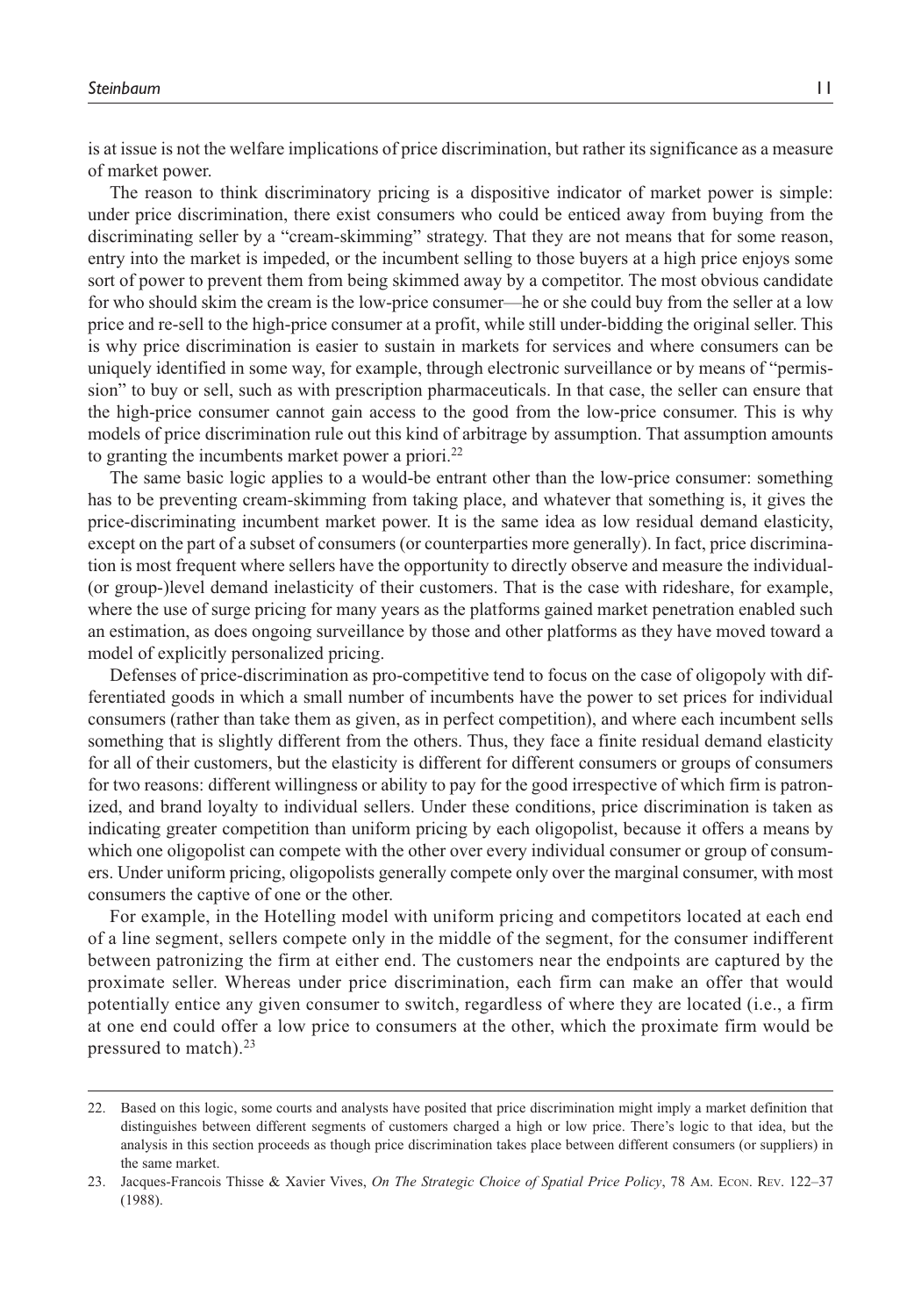is at issue is not the welfare implications of price discrimination, but rather its significance as a measure of market power.

The reason to think discriminatory pricing is a dispositive indicator of market power is simple: under price discrimination, there exist consumers who could be enticed away from buying from the discriminating seller by a "cream-skimming" strategy. That they are not means that for some reason, entry into the market is impeded, or the incumbent selling to those buyers at a high price enjoys some sort of power to prevent them from being skimmed away by a competitor. The most obvious candidate for who should skim the cream is the low-price consumer—he or she could buy from the seller at a low price and re-sell to the high-price consumer at a profit, while still under-bidding the original seller. This is why price discrimination is easier to sustain in markets for services and where consumers can be uniquely identified in some way, for example, through electronic surveillance or by means of "permission" to buy or sell, such as with prescription pharmaceuticals. In that case, the seller can ensure that the high-price consumer cannot gain access to the good from the low-price consumer. This is why models of price discrimination rule out this kind of arbitrage by assumption. That assumption amounts to granting the incumbents market power a priori.[22]

The same basic logic applies to a would-be entrant other than the low-price consumer: something has to be preventing cream-skimming from taking place, and whatever that something is, it gives the price-discriminating incumbent market power. It is the same idea as low residual demand elasticity, except on the part of a subset of consumers (or counterparties more generally). In fact, price discrimination is most frequent where sellers have the opportunity to directly observe and measure the individual- (or group-)level demand inelasticity of their customers. That is the case with rideshare, for example, where the use of surge pricing for many years as the platforms gained market penetration enabled such an estimation, as does ongoing surveillance by those and other platforms as they have moved toward a model of explicitly personalized pricing.

Defenses of price-discrimination as pro-competitive tend to focus on the case of oligopoly with differentiated goods in which a small number of incumbents have the power to set prices for individual consumers (rather than take them as given, as in perfect competition), and where each incumbent sells something that is slightly different from the others. Thus, they face a finite residual demand elasticity for all of their customers, but the elasticity is different for different consumers or groups of consumers for two reasons: different willingness or ability to pay for the good irrespective of which firm is patronized, and brand loyalty to individual sellers. Under these conditions, price discrimination is taken as indicating greater competition than uniform pricing by each oligopolist, because it offers a means by which one oligopolist can compete with the other over every individual consumer or group of consumers. Under uniform pricing, oligopolists generally compete only over the marginal consumer, with most consumers the captive of one or the other.

For example, in the Hotelling model with uniform pricing and competitors located at each end of a line segment, sellers compete only in the middle of the segment, for the consumer indifferent between patronizing the firm at either end. The customers near the endpoints are captured by the proximate seller. Whereas under price discrimination, each firm can make an offer that would potentially entice any given consumer to switch, regardless of where they are located (i.e., a firm at one end could offer a low price to consumers at the other, which the proximate firm would be pressured to match).[23]

22. Based on this logic, some courts and analysts have posited that price discrimination might imply a market definition that distinguishes between different segments of customers charged a high or low price. There's logic to that idea, but the analysis in this section proceeds as though price discrimination takes place between different consumers (or suppliers) in the same market.

23. Jacques-Francois Thisse & Xavier Vives, *On The Strategic Choice of Spatial Price Policy*, 78 Am. Econ. Rev. 122–37 (1988).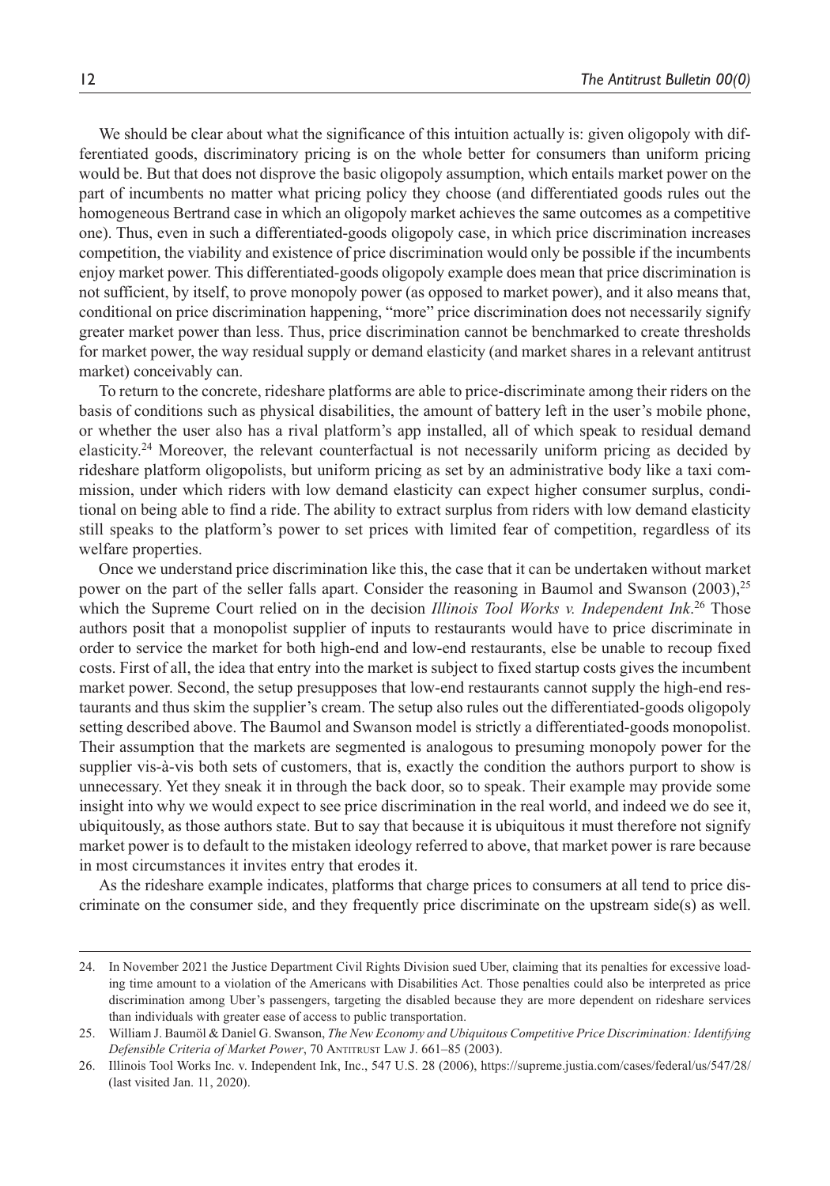We should be clear about what the significance of this intuition actually is: given oligopoly with differentiated goods, discriminatory pricing is on the whole better for consumers than uniform pricing would be. But that does not disprove the basic oligopoly assumption, which entails market power on the part of incumbents no matter what pricing policy they choose (and differentiated goods rules out the homogeneous Bertrand case in which an oligopoly market achieves the same outcomes as a competitive one). Thus, even in such a differentiated-goods oligopoly case, in which price discrimination increases competition, the viability and existence of price discrimination would only be possible if the incumbents enjoy market power. This differentiated-goods oligopoly example does mean that price discrimination is not sufficient, by itself, to prove monopoly power (as opposed to market power), and it also means that, conditional on price discrimination happening, "more" price discrimination does not necessarily signify greater market power than less. Thus, price discrimination cannot be benchmarked to create thresholds for market power, the way residual supply or demand elasticity (and market shares in a relevant antitrust market) conceivably can.

To return to the concrete, rideshare platforms are able to price-discriminate among their riders on the basis of conditions such as physical disabilities, the amount of battery left in the user's mobile phone, or whether the user also has a rival platform's app installed, all of which speak to residual demand elasticity.[24] Moreover, the relevant counterfactual is not necessarily uniform pricing as decided by rideshare platform oligopolists, but uniform pricing as set by an administrative body like a taxi commission, under which riders with low demand elasticity can expect higher consumer surplus, conditional on being able to find a ride. The ability to extract surplus from riders with low demand elasticity still speaks to the platform's power to set prices with limited fear of competition, regardless of its welfare properties.

Once we understand price discrimination like this, the case that it can be undertaken without market power on the part of the seller falls apart. Consider the reasoning in Baumol and Swanson (2003),[25] which the Supreme Court relied on in the decision *Illinois Tool Works v. Independent Ink*.[26] Those authors posit that a monopolist supplier of inputs to restaurants would have to price discriminate in order to service the market for both high-end and low-end restaurants, else be unable to recoup fixed costs. First of all, the idea that entry into the market is subject to fixed startup costs gives the incumbent market power. Second, the setup presupposes that low-end restaurants cannot supply the high-end restaurants and thus skim the supplier's cream. The setup also rules out the differentiated-goods oligopoly setting described above. The Baumol and Swanson model is strictly a differentiated-goods monopolist. Their assumption that the markets are segmented is analogous to presuming monopoly power for the supplier vis-à-vis both sets of customers, that is, exactly the condition the authors purport to show is unnecessary. Yet they sneak it in through the back door, so to speak. Their example may provide some insight into why we would expect to see price discrimination in the real world, and indeed we do see it, ubiquitously, as those authors state. But to say that because it is ubiquitous it must therefore not signify market power is to default to the mistaken ideology referred to above, that market power is rare because in most circumstances it invites entry that erodes it.

As the rideshare example indicates, platforms that charge prices to consumers at all tend to price discriminate on the consumer side, and they frequently price discriminate on the upstream side(s) as well.

---

24. In November 2021 the Justice Department Civil Rights Division sued Uber, claiming that its penalties for excessive loading time amount to a violation of the Americans with Disabilities Act. Those penalties could also be interpreted as price discrimination among Uber's passengers, targeting the disabled because they are more dependent on rideshare services than individuals with greater ease of access to public transportation.
25. William J. Baumöl & Daniel G. Swanson, *The New Economy and Ubiquitous Competitive Price Discrimination: Identifying Defensible Criteria of Market Power*, 70 Antitrust Law J. 661–85 (2003).
26. Illinois Tool Works Inc. v. Independent Ink, Inc., 547 U.S. 28 (2006), https://supreme.justia.com/cases/federal/us/547/28/ (last visited Jan. 11, 2020).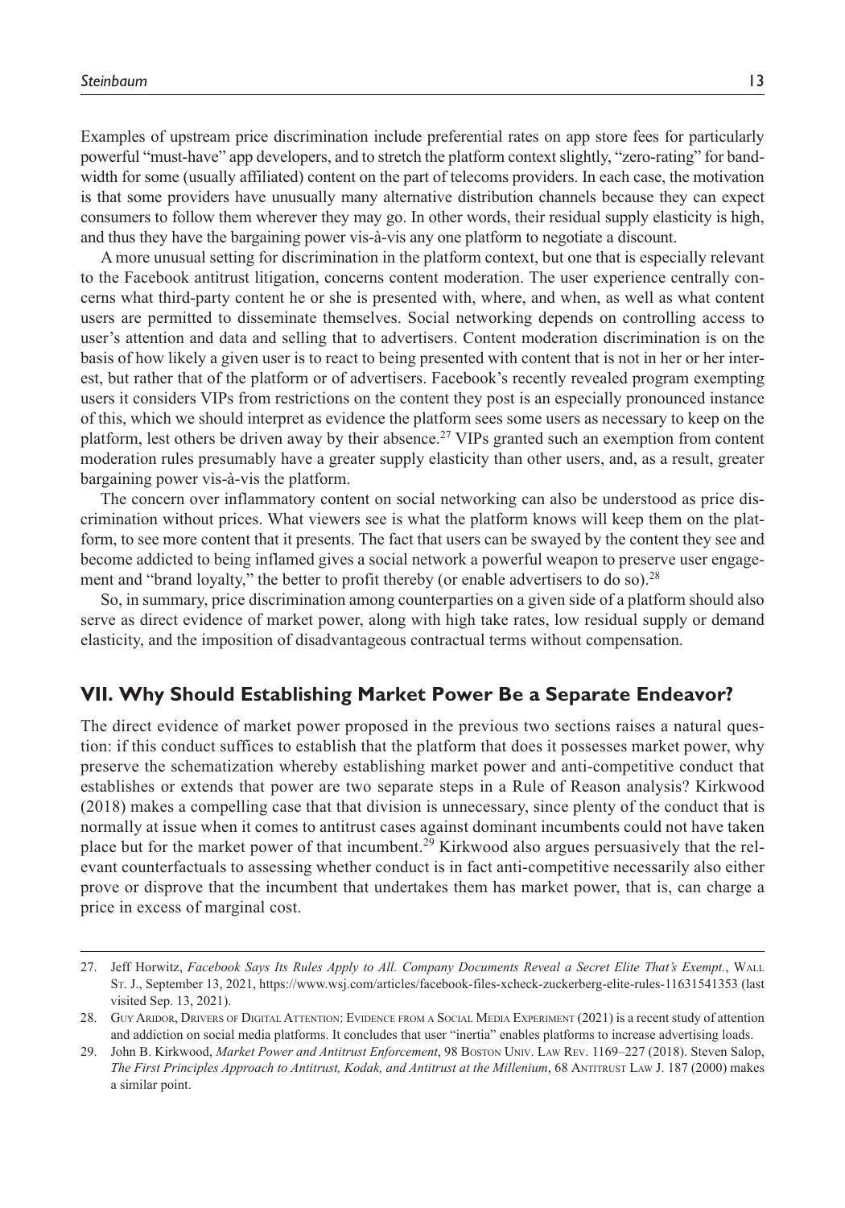Examples of upstream price discrimination include preferential rates on app store fees for particularly powerful "must-have" app developers, and to stretch the platform context slightly, "zero-rating" for bandwidth for some (usually affiliated) content on the part of telecoms providers. In each case, the motivation is that some providers have unusually many alternative distribution channels because they can expect consumers to follow them wherever they may go. In other words, their residual supply elasticity is high, and thus they have the bargaining power vis-à-vis any one platform to negotiate a discount.

A more unusual setting for discrimination in the platform context, but one that is especially relevant to the Facebook antitrust litigation, concerns content moderation. The user experience centrally concerns what third-party content he or she is presented with, where, and when, as well as what content users are permitted to disseminate themselves. Social networking depends on controlling access to user's attention and data and selling that to advertisers. Content moderation discrimination is on the basis of how likely a given user is to react to being presented with content that is not in her or her interest, but rather that of the platform or of advertisers. Facebook's recently revealed program exempting users it considers VIPs from restrictions on the content they post is an especially pronounced instance of this, which we should interpret as evidence the platform sees some users as necessary to keep on the platform, lest others be driven away by their absence.[27] VIPs granted such an exemption from content moderation rules presumably have a greater supply elasticity than other users, and, as a result, greater bargaining power vis-à-vis the platform.

The concern over inflammatory content on social networking can also be understood as price discrimination without prices. What viewers see is what the platform knows will keep them on the platform, to see more content that it presents. The fact that users can be swayed by the content they see and become addicted to being inflamed gives a social network a powerful weapon to preserve user engagement and "brand loyalty," the better to profit thereby (or enable advertisers to do so).[28]

So, in summary, price discrimination among counterparties on a given side of a platform should also serve as direct evidence of market power, along with high take rates, low residual supply or demand elasticity, and the imposition of disadvantageous contractual terms without compensation.

## VII. Why Should Establishing Market Power Be a Separate Endeavor?

The direct evidence of market power proposed in the previous two sections raises a natural question: if this conduct suffices to establish that the platform that does it possesses market power, why preserve the schematization whereby establishing market power and anti-competitive conduct that establishes or extends that power are two separate steps in a Rule of Reason analysis? Kirkwood (2018) makes a compelling case that that division is unnecessary, since plenty of the conduct that is normally at issue when it comes to antitrust cases against dominant incumbents could not have taken place but for the market power of that incumbent.[29] Kirkwood also argues persuasively that the relevant counterfactuals to assessing whether conduct is in fact anti-competitive necessarily also either prove or disprove that the incumbent that undertakes them has market power, that is, can charge a price in excess of marginal cost.

---

27. Jeff Horwitz, *Facebook Says Its Rules Apply to All. Company Documents Reveal a Secret Elite That's Exempt.*, Wall St. J., September 13, 2021, https://www.wsj.com/articles/facebook-files-xcheck-zuckerberg-elite-rules-11631541353 (last visited Sep. 13, 2021).

28. Guy Aridor, Drivers of Digital Attention: Evidence from a Social Media Experiment (2021) is a recent study of attention and addiction on social media platforms. It concludes that user "inertia" enables platforms to increase advertising loads.

29. John B. Kirkwood, *Market Power and Antitrust Enforcement*, 98 Boston Univ. Law Rev. 1169–227 (2018). Steven Salop, *The First Principles Approach to Antitrust, Kodak, and Antitrust at the Millenium*, 68 Antitrust Law J. 187 (2000) makes a similar point.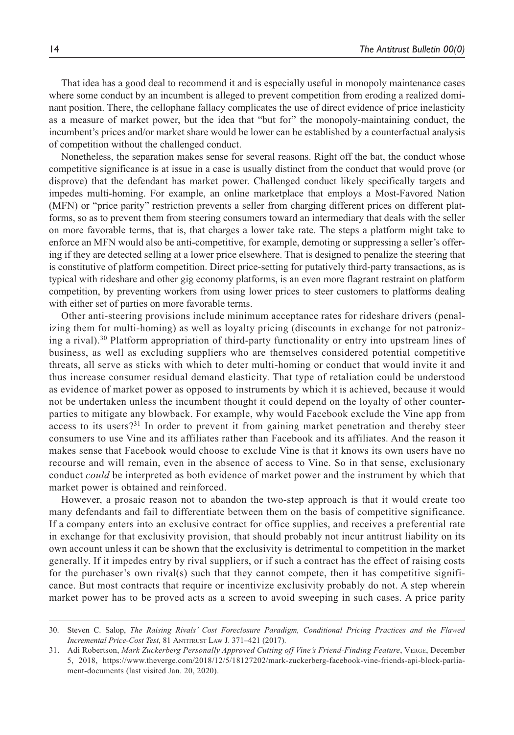That idea has a good deal to recommend it and is especially useful in monopoly maintenance cases where some conduct by an incumbent is alleged to prevent competition from eroding a realized dominant position. There, the cellophane fallacy complicates the use of direct evidence of price inelasticity as a measure of market power, but the idea that "but for" the monopoly-maintaining conduct, the incumbent's prices and/or market share would be lower can be established by a counterfactual analysis of competition without the challenged conduct.

Nonetheless, the separation makes sense for several reasons. Right off the bat, the conduct whose competitive significance is at issue in a case is usually distinct from the conduct that would prove (or disprove) that the defendant has market power. Challenged conduct likely specifically targets and impedes multi-homing. For example, an online marketplace that employs a Most-Favored Nation (MFN) or "price parity" restriction prevents a seller from charging different prices on different platforms, so as to prevent them from steering consumers toward an intermediary that deals with the seller on more favorable terms, that is, that charges a lower take rate. The steps a platform might take to enforce an MFN would also be anti-competitive, for example, demoting or suppressing a seller's offering if they are detected selling at a lower price elsewhere. That is designed to penalize the steering that is constitutive of platform competition. Direct price-setting for putatively third-party transactions, as is typical with rideshare and other gig economy platforms, is an even more flagrant restraint on platform competition, by preventing workers from using lower prices to steer customers to platforms dealing with either set of parties on more favorable terms.

Other anti-steering provisions include minimum acceptance rates for rideshare drivers (penalizing them for multi-homing) as well as loyalty pricing (discounts in exchange for not patronizing a rival).[30] Platform appropriation of third-party functionality or entry into upstream lines of business, as well as excluding suppliers who are themselves considered potential competitive threats, all serve as sticks with which to deter multi-homing or conduct that would invite it and thus increase consumer residual demand elasticity. That type of retaliation could be understood as evidence of market power as opposed to instruments by which it is achieved, because it would not be undertaken unless the incumbent thought it could depend on the loyalty of other counterparties to mitigate any blowback. For example, why would Facebook exclude the Vine app from access to its users?[31] In order to prevent it from gaining market penetration and thereby steer consumers to use Vine and its affiliates rather than Facebook and its affiliates. And the reason it makes sense that Facebook would choose to exclude Vine is that it knows its own users have no recourse and will remain, even in the absence of access to Vine. So in that sense, exclusionary conduct *could* be interpreted as both evidence of market power and the instrument by which that market power is obtained and reinforced.

However, a prosaic reason not to abandon the two-step approach is that it would create too many defendants and fail to differentiate between them on the basis of competitive significance. If a company enters into an exclusive contract for office supplies, and receives a preferential rate in exchange for that exclusivity provision, that should probably not incur antitrust liability on its own account unless it can be shown that the exclusivity is detrimental to competition in the market generally. If it impedes entry by rival suppliers, or if such a contract has the effect of raising costs for the purchaser's own rival(s) such that they cannot compete, then it has competitive significance. But most contracts that require or incentivize exclusivity probably do not. A step wherein market power has to be proved acts as a screen to avoid sweeping in such cases. A price parity

---

30. Steven C. Salop, *The Raising Rivals' Cost Foreclosure Paradigm, Conditional Pricing Practices and the Flawed Incremental Price-Cost Test*, 81 Antitrust Law J. 371–421 (2017).

31. Adi Robertson, *Mark Zuckerberg Personally Approved Cutting off Vine's Friend-Finding Feature*, Verge, December 5, 2018, https://www.theverge.com/2018/12/5/18127202/mark-zuckerberg-facebook-vine-friends-api-block-parliament-documents (last visited Jan. 20, 2020).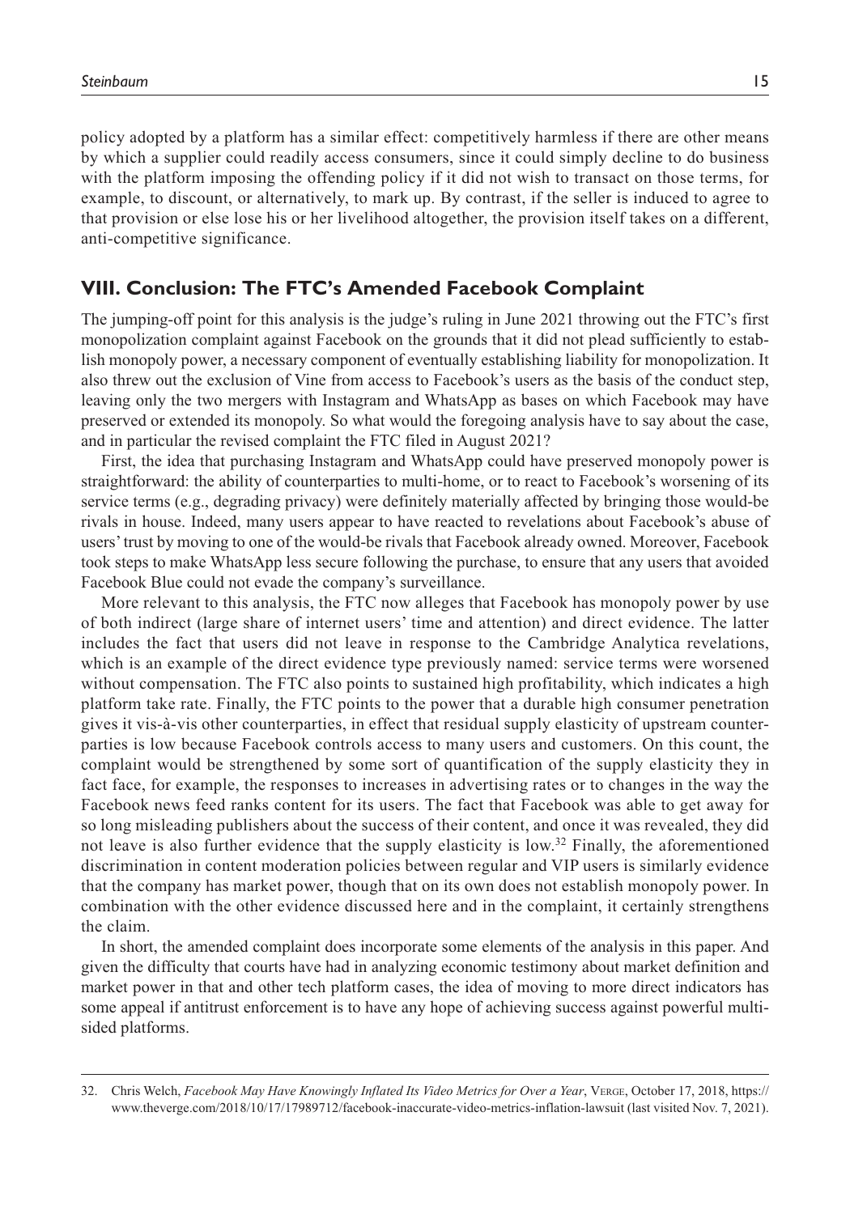policy adopted by a platform has a similar effect: competitively harmless if there are other means by which a supplier could readily access consumers, since it could simply decline to do business with the platform imposing the offending policy if it did not wish to transact on those terms, for example, to discount, or alternatively, to mark up. By contrast, if the seller is induced to agree to that provision or else lose his or her livelihood altogether, the provision itself takes on a different, anti-competitive significance.

## VIII. Conclusion: The FTC's Amended Facebook Complaint

The jumping-off point for this analysis is the judge's ruling in June 2021 throwing out the FTC's first monopolization complaint against Facebook on the grounds that it did not plead sufficiently to establish monopoly power, a necessary component of eventually establishing liability for monopolization. It also threw out the exclusion of Vine from access to Facebook's users as the basis of the conduct step, leaving only the two mergers with Instagram and WhatsApp as bases on which Facebook may have preserved or extended its monopoly. So what would the foregoing analysis have to say about the case, and in particular the revised complaint the FTC filed in August 2021?

First, the idea that purchasing Instagram and WhatsApp could have preserved monopoly power is straightforward: the ability of counterparties to multi-home, or to react to Facebook's worsening of its service terms (e.g., degrading privacy) were definitely materially affected by bringing those would-be rivals in house. Indeed, many users appear to have reacted to revelations about Facebook's abuse of users' trust by moving to one of the would-be rivals that Facebook already owned. Moreover, Facebook took steps to make WhatsApp less secure following the purchase, to ensure that any users that avoided Facebook Blue could not evade the company's surveillance.

More relevant to this analysis, the FTC now alleges that Facebook has monopoly power by use of both indirect (large share of internet users' time and attention) and direct evidence. The latter includes the fact that users did not leave in response to the Cambridge Analytica revelations, which is an example of the direct evidence type previously named: service terms were worsened without compensation. The FTC also points to sustained high profitability, which indicates a high platform take rate. Finally, the FTC points to the power that a durable high consumer penetration gives it vis-à-vis other counterparties, in effect that residual supply elasticity of upstream counterparties is low because Facebook controls access to many users and customers. On this count, the complaint would be strengthened by some sort of quantification of the supply elasticity they in fact face, for example, the responses to increases in advertising rates or to changes in the way the Facebook news feed ranks content for its users. The fact that Facebook was able to get away for so long misleading publishers about the success of their content, and once it was revealed, they did not leave is also further evidence that the supply elasticity is low.[32] Finally, the aforementioned discrimination in content moderation policies between regular and VIP users is similarly evidence that the company has market power, though that on its own does not establish monopoly power. In combination with the other evidence discussed here and in the complaint, it certainly strengthens the claim.

In short, the amended complaint does incorporate some elements of the analysis in this paper. And given the difficulty that courts have had in analyzing economic testimony about market definition and market power in that and other tech platform cases, the idea of moving to more direct indicators has some appeal if antitrust enforcement is to have any hope of achieving success against powerful multi-sided platforms.

32. Chris Welch, *Facebook May Have Knowingly Inflated Its Video Metrics for Over a Year*, Verge, October 17, 2018, https://www.theverge.com/2018/10/17/17989712/facebook-inaccurate-video-metrics-inflation-lawsuit (last visited Nov. 7, 2021).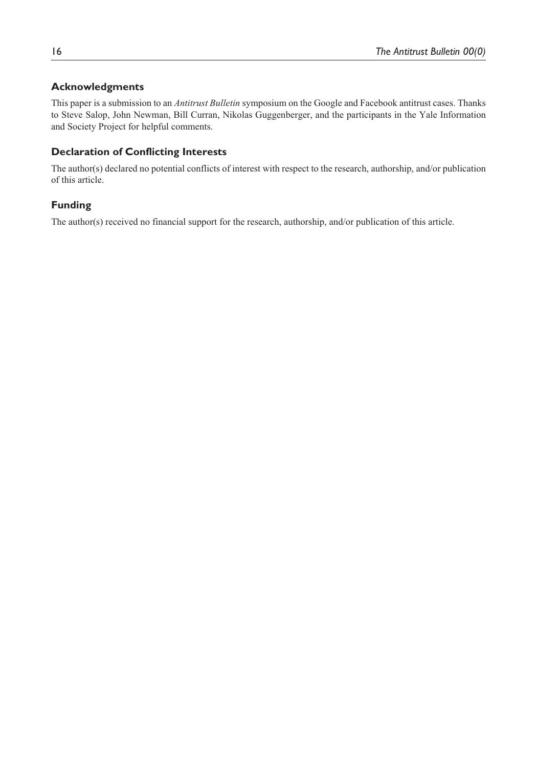## Acknowledgments

This paper is a submission to an *Antitrust Bulletin* symposium on the Google and Facebook antitrust cases. Thanks to Steve Salop, John Newman, Bill Curran, Nikolas Guggenberger, and the participants in the Yale Information and Society Project for helpful comments.

## Declaration of Conflicting Interests

The author(s) declared no potential conflicts of interest with respect to the research, authorship, and/or publication of this article.

## Funding

The author(s) received no financial support for the research, authorship, and/or publication of this article.